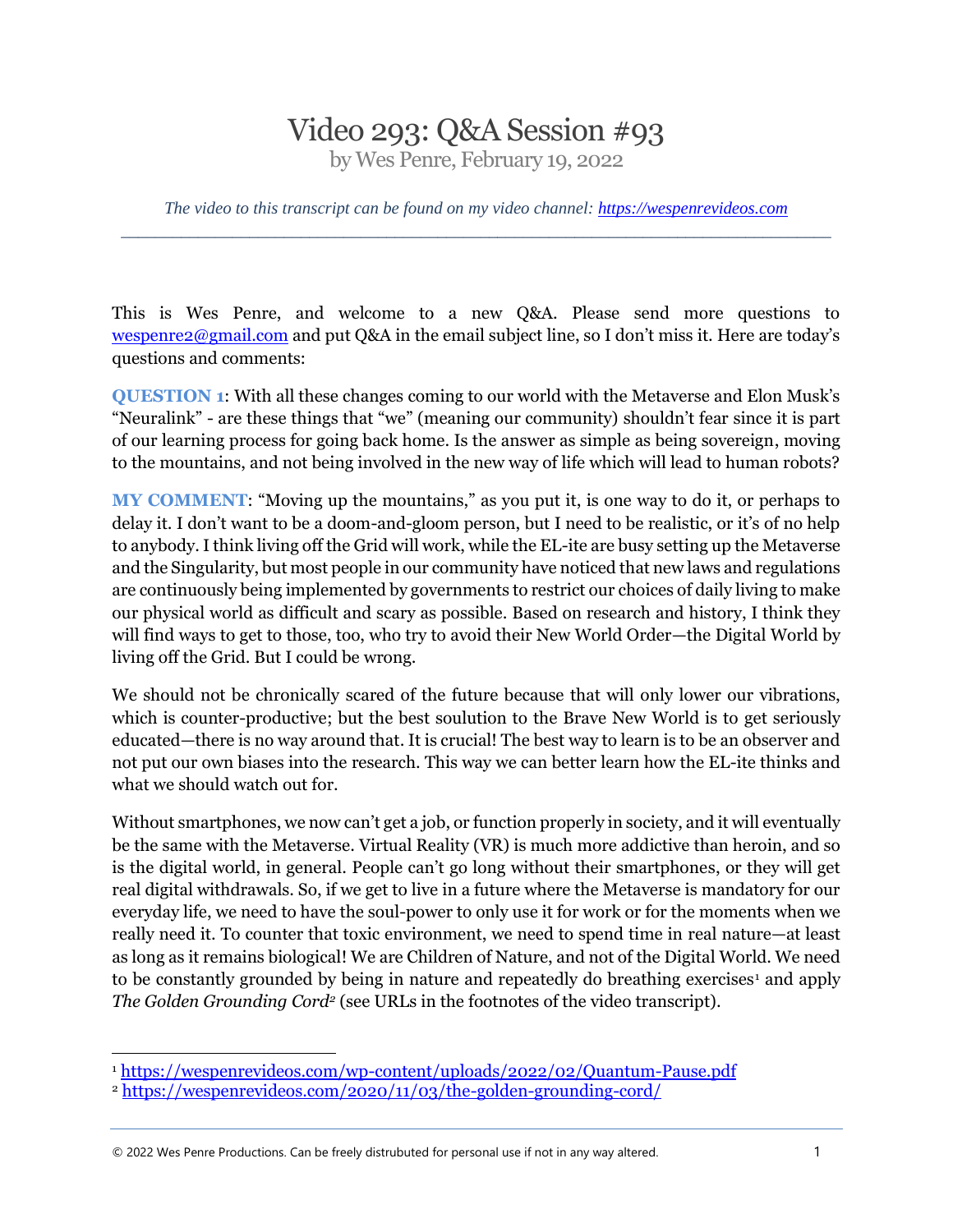# Video 293: Q&A Session #93

by Wes Penre, February 19, 2022

*The video to this transcript can be found on my video channel: https://wespenrevideos.com*

---

This is Wes Penre, and welcome to a new Q&A. Please send more questions to wespenre2@gmail.com and put Q&A in the email subject line, so I don't miss it. Here are today's questions and comments:

**QUESTION 1**: With all these changes coming to our world with the Metaverse and Elon Musk's "Neuralink" - are these things that "we" (meaning our community) shouldn't fear since it is part of our learning process for going back home. Is the answer as simple as being sovereign, moving to the mountains, and not being involved in the new way of life which will lead to human robots?

**MY COMMENT**: "Moving up the mountains," as you put it, is one way to do it, or perhaps to delay it. I don't want to be a doom-and-gloom person, but I need to be realistic, or it's of no help to anybody. I think living off the Grid will work, while the EL-ite are busy setting up the Metaverse and the Singularity, but most people in our community have noticed that new laws and regulations are continuously being implemented by governments to restrict our choices of daily living to make our physical world as difficult and scary as possible. Based on research and history, I think they will find ways to get to those, too, who try to avoid their New World Order—the Digital World by living off the Grid. But I could be wrong.

We should not be chronically scared of the future because that will only lower our vibrations, which is counter-productive; but the best soulution to the Brave New World is to get seriously educated—there is no way around that. It is crucial! The best way to learn is to be an observer and not put our own biases into the research. This way we can better learn how the EL-ite thinks and what we should watch out for.

Without smartphones, we now can't get a job, or function properly in society, and it will eventually be the same with the Metaverse. Virtual Reality (VR) is much more addictive than heroin, and so is the digital world, in general. People can't go long without their smartphones, or they will get real digital withdrawals. So, if we get to live in a future where the Metaverse is mandatory for our everyday life, we need to have the soul-power to only use it for work or for the moments when we really need it. To counter that toxic environment, we need to spend time in real nature—at least as long as it remains biological! We are Children of Nature, and not of the Digital World. We need to be constantly grounded by being in nature and repeatedly do breathing exercises[1] and apply *The Golden Grounding Cord*[2] (see URLs in the footnotes of the video transcript).

---

[1] https://wespenrevideos.com/wp-content/uploads/2022/02/Quantum-Pause.pdf

[2] https://wespenrevideos.com/2020/11/03/the-golden-grounding-cord/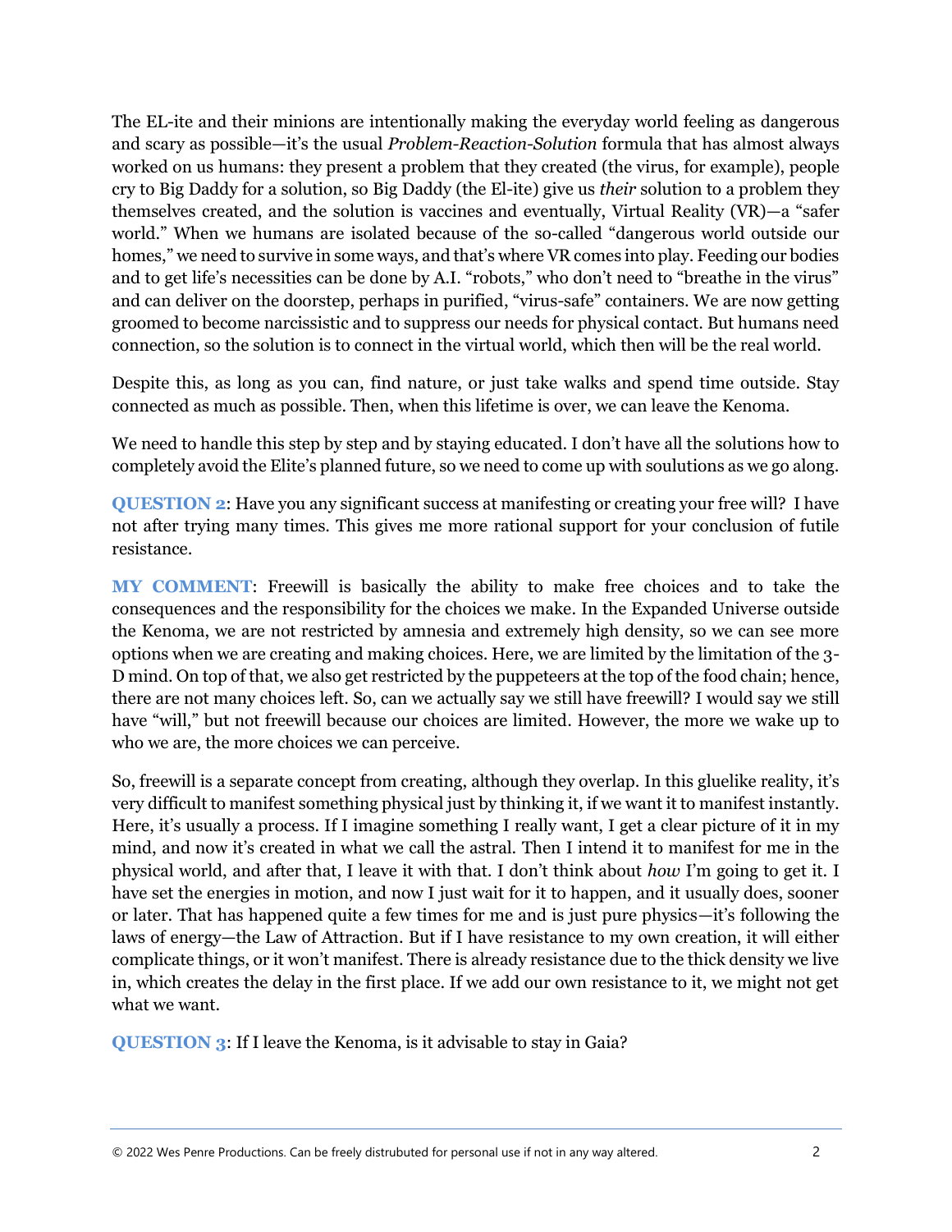The EL-ite and their minions are intentionally making the everyday world feeling as dangerous and scary as possible—it's the usual *Problem-Reaction-Solution* formula that has almost always worked on us humans: they present a problem that they created (the virus, for example), people cry to Big Daddy for a solution, so Big Daddy (the El-ite) give us *their* solution to a problem they themselves created, and the solution is vaccines and eventually, Virtual Reality (VR)—a "safer world." When we humans are isolated because of the so-called "dangerous world outside our homes," we need to survive in some ways, and that's where VR comes into play. Feeding our bodies and to get life's necessities can be done by A.I. "robots," who don't need to "breathe in the virus" and can deliver on the doorstep, perhaps in purified, "virus-safe" containers. We are now getting groomed to become narcissistic and to suppress our needs for physical contact. But humans need connection, so the solution is to connect in the virtual world, which then will be the real world.

Despite this, as long as you can, find nature, or just take walks and spend time outside. Stay connected as much as possible. Then, when this lifetime is over, we can leave the Kenoma.

We need to handle this step by step and by staying educated. I don't have all the solutions how to completely avoid the Elite's planned future, so we need to come up with soulutions as we go along.

**QUESTION 2**: Have you any significant success at manifesting or creating your free will? I have not after trying many times. This gives me more rational support for your conclusion of futile resistance.

**MY COMMENT**: Freewill is basically the ability to make free choices and to take the consequences and the responsibility for the choices we make. In the Expanded Universe outside the Kenoma, we are not restricted by amnesia and extremely high density, so we can see more options when we are creating and making choices. Here, we are limited by the limitation of the 3-D mind. On top of that, we also get restricted by the puppeteers at the top of the food chain; hence, there are not many choices left. So, can we actually say we still have freewill? I would say we still have "will," but not freewill because our choices are limited. However, the more we wake up to who we are, the more choices we can perceive.

So, freewill is a separate concept from creating, although they overlap. In this gluelike reality, it's very difficult to manifest something physical just by thinking it, if we want it to manifest instantly. Here, it's usually a process. If I imagine something I really want, I get a clear picture of it in my mind, and now it's created in what we call the astral. Then I intend it to manifest for me in the physical world, and after that, I leave it with that. I don't think about *how* I'm going to get it. I have set the energies in motion, and now I just wait for it to happen, and it usually does, sooner or later. That has happened quite a few times for me and is just pure physics—it's following the laws of energy—the Law of Attraction. But if I have resistance to my own creation, it will either complicate things, or it won't manifest. There is already resistance due to the thick density we live in, which creates the delay in the first place. If we add our own resistance to it, we might not get what we want.

**QUESTION 3**: If I leave the Kenoma, is it advisable to stay in Gaia?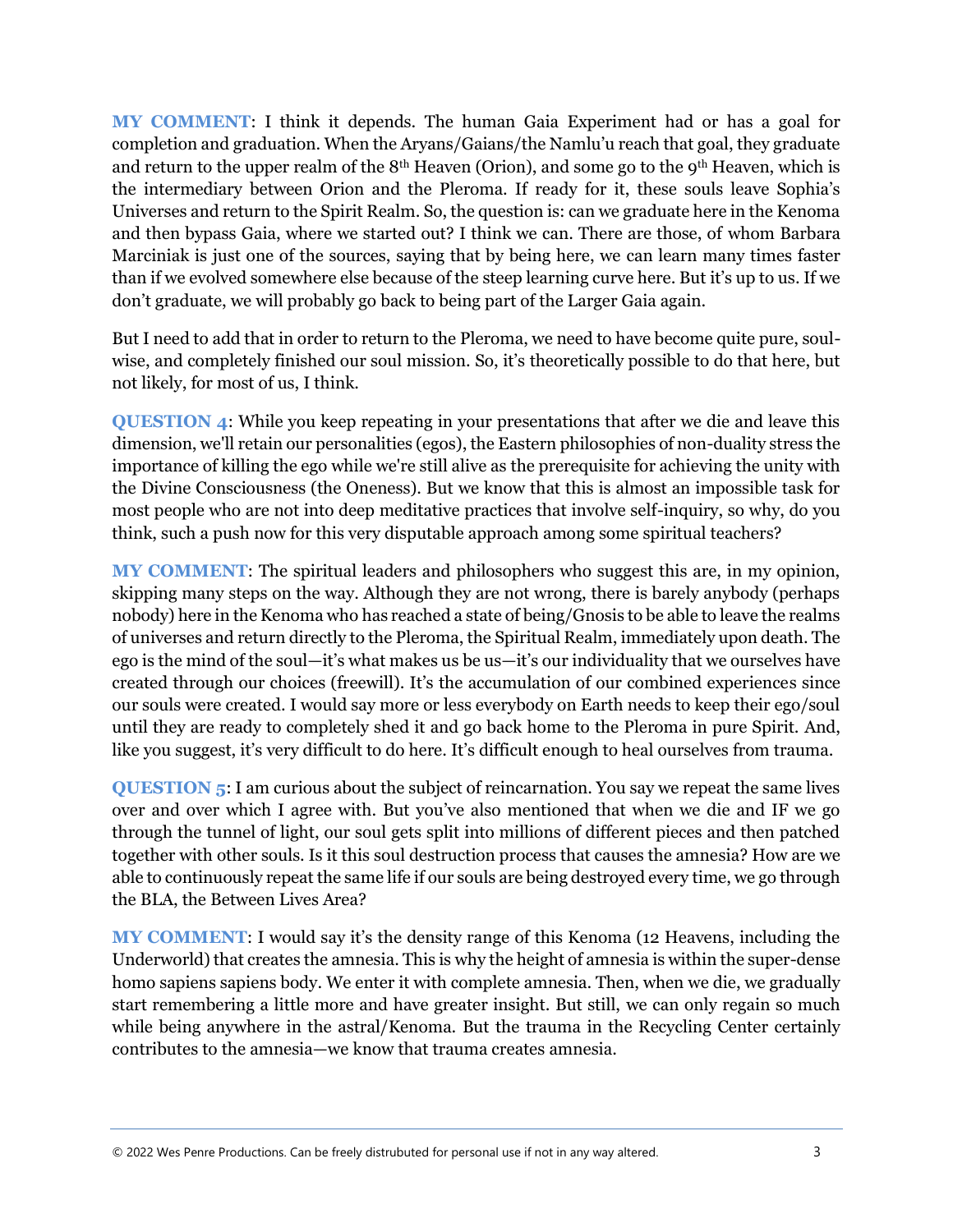**MY COMMENT**: I think it depends. The human Gaia Experiment had or has a goal for completion and graduation. When the Aryans/Gaians/the Namlu'u reach that goal, they graduate and return to the upper realm of the 8th Heaven (Orion), and some go to the 9th Heaven, which is the intermediary between Orion and the Pleroma. If ready for it, these souls leave Sophia's Universes and return to the Spirit Realm. So, the question is: can we graduate here in the Kenoma and then bypass Gaia, where we started out? I think we can. There are those, of whom Barbara Marciniak is just one of the sources, saying that by being here, we can learn many times faster than if we evolved somewhere else because of the steep learning curve here. But it's up to us. If we don't graduate, we will probably go back to being part of the Larger Gaia again.

But I need to add that in order to return to the Pleroma, we need to have become quite pure, soul-wise, and completely finished our soul mission. So, it's theoretically possible to do that here, but not likely, for most of us, I think.

**QUESTION 4**: While you keep repeating in your presentations that after we die and leave this dimension, we'll retain our personalities (egos), the Eastern philosophies of non-duality stress the importance of killing the ego while we're still alive as the prerequisite for achieving the unity with the Divine Consciousness (the Oneness). But we know that this is almost an impossible task for most people who are not into deep meditative practices that involve self-inquiry, so why, do you think, such a push now for this very disputable approach among some spiritual teachers?

**MY COMMENT**: The spiritual leaders and philosophers who suggest this are, in my opinion, skipping many steps on the way. Although they are not wrong, there is barely anybody (perhaps nobody) here in the Kenoma who has reached a state of being/Gnosis to be able to leave the realms of universes and return directly to the Pleroma, the Spiritual Realm, immediately upon death. The ego is the mind of the soul—it's what makes us be us—it's our individuality that we ourselves have created through our choices (freewill). It's the accumulation of our combined experiences since our souls were created. I would say more or less everybody on Earth needs to keep their ego/soul until they are ready to completely shed it and go back home to the Pleroma in pure Spirit. And, like you suggest, it's very difficult to do here. It's difficult enough to heal ourselves from trauma.

**QUESTION 5**: I am curious about the subject of reincarnation. You say we repeat the same lives over and over which I agree with. But you've also mentioned that when we die and IF we go through the tunnel of light, our soul gets split into millions of different pieces and then patched together with other souls. Is it this soul destruction process that causes the amnesia? How are we able to continuously repeat the same life if our souls are being destroyed every time, we go through the BLA, the Between Lives Area?

**MY COMMENT**: I would say it's the density range of this Kenoma (12 Heavens, including the Underworld) that creates the amnesia. This is why the height of amnesia is within the super-dense homo sapiens sapiens body. We enter it with complete amnesia. Then, when we die, we gradually start remembering a little more and have greater insight. But still, we can only regain so much while being anywhere in the astral/Kenoma. But the trauma in the Recycling Center certainly contributes to the amnesia—we know that trauma creates amnesia.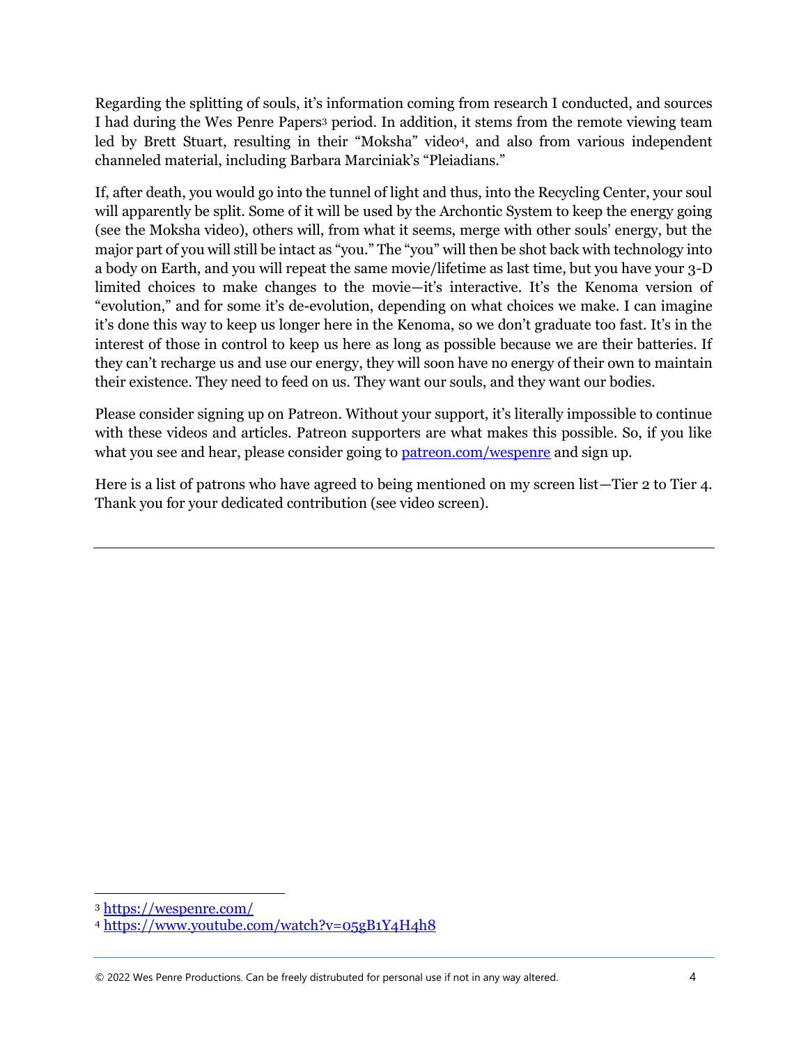Regarding the splitting of souls, it's information coming from research I conducted, and sources I had during the Wes Penre Papers[3] period. In addition, it stems from the remote viewing team led by Brett Stuart, resulting in their "Moksha" video[4], and also from various independent channeled material, including Barbara Marciniak's "Pleiadians."

If, after death, you would go into the tunnel of light and thus, into the Recycling Center, your soul will apparently be split. Some of it will be used by the Archontic System to keep the energy going (see the Moksha video), others will, from what it seems, merge with other souls' energy, but the major part of you will still be intact as "you." The "you" will then be shot back with technology into a body on Earth, and you will repeat the same movie/lifetime as last time, but you have your 3-D limited choices to make changes to the movie—it's interactive. It's the Kenoma version of "evolution," and for some it's de-evolution, depending on what choices we make. I can imagine it's done this way to keep us longer here in the Kenoma, so we don't graduate too fast. It's in the interest of those in control to keep us here as long as possible because we are their batteries. If they can't recharge us and use our energy, they will soon have no energy of their own to maintain their existence. They need to feed on us. They want our souls, and they want our bodies.

Please consider signing up on Patreon. Without your support, it's literally impossible to continue with these videos and articles. Patreon supporters are what makes this possible. So, if you like what you see and hear, please consider going to [patreon.com/wespenre](https://patreon.com/wespenre) and sign up.

Here is a list of patrons who have agreed to being mentioned on my screen list—Tier 2 to Tier 4. Thank you for your dedicated contribution (see video screen).

---

[3] https://wespenre.com/

[4] https://www.youtube.com/watch?v=05gB1Y4H4h8

© 2022 Wes Penre Productions. Can be freely distrubuted for personal use if not in any way altered.